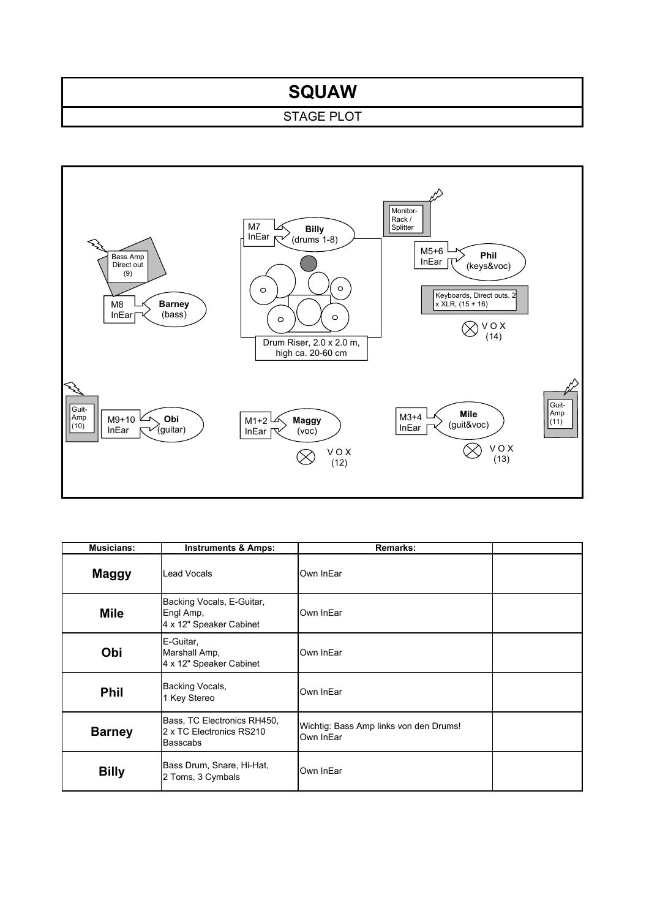# SQUAW

## STAGE PLOT

Bass Amp Direct out (9)

M8 InEar — **Barney** (bass)

M7 InEar — **Billy** (drums 1-8)

Drum Riser, 2.0 x 2.0 m, high ca. 20-60 cm

Monitor-Rack / Splitter

M5+6 InEar — **Phil** (keys&voc)

Keyboards, Direct outs, 2 x XLR, (15 + 16)

V O X (14)

Guit-Amp (10)

M9+10 InEar — **Obi** (guitar)

M1+2 InEar — **Maggy** (voc)

V O X (12)

M3+4 InEar — **Mile** (guit&voc)

V O X (13)

Guit-Amp (11)

| Musicians: | Instruments & Amps: | Remarks: | |
|---|---|---|---|
| **Maggy** | Lead Vocals | Own InEar | |
| **Mile** | Backing Vocals, E-Guitar, Engl Amp, 4 x 12" Speaker Cabinet | Own InEar | |
| **Obi** | E-Guitar, Marshall Amp, 4 x 12" Speaker Cabinet | Own InEar | |
| **Phil** | Backing Vocals, 1 Key Stereo | Own InEar | |
| **Barney** | Bass, TC Electronics RH450, 2 x TC Electronics RS210 Basscabs | Wichtig: Bass Amp links von den Drums! Own InEar | |
| **Billy** | Bass Drum, Snare, Hi-Hat, 2 Toms, 3 Cymbals | Own InEar | |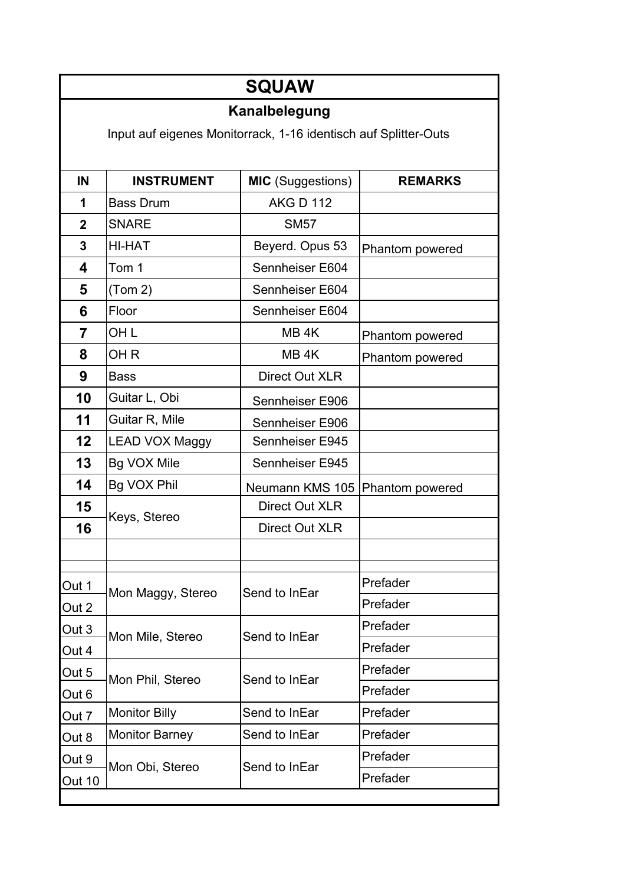# SQUAW

## Kanalbelegung

Input auf eigenes Monitorrack, 1-16 identisch auf Splitter-Outs

| IN | INSTRUMENT | MIC (Suggestions) | REMARKS |
|---|---|---|---|
| 1 | Bass Drum | AKG D 112 | |
| 2 | SNARE | SM57 | |
| 3 | HI-HAT | Beyerd. Opus 53 | Phantom powered |
| 4 | Tom 1 | Sennheiser E604 | |
| 5 | (Tom 2) | Sennheiser E604 | |
| 6 | Floor | Sennheiser E604 | |
| 7 | OH L | MB 4K | Phantom powered |
| 8 | OH R | MB 4K | Phantom powered |
| 9 | Bass | Direct Out XLR | |
| 10 | Guitar L, Obi | Sennheiser E906 | |
| 11 | Guitar R, Mile | Sennheiser E906 | |
| 12 | LEAD VOX Maggy | Sennheiser E945 | |
| 13 | Bg VOX Mile | Sennheiser E945 | |
| 14 | Bg VOX Phil | Neumann KMS 105 | Phantom powered |
| 15 | Keys, Stereo | Direct Out XLR | |
| 16 | | Direct Out XLR | |
| | | | |
| | | | |
| Out 1 | Mon Maggy, Stereo | Send to InEar | Prefader |
| Out 2 | | | Prefader |
| Out 3 | Mon Mile, Stereo | Send to InEar | Prefader |
| Out 4 | | | Prefader |
| Out 5 | Mon Phil, Stereo | Send to InEar | Prefader |
| Out 6 | | | Prefader |
| Out 7 | Monitor Billy | Send to InEar | Prefader |
| Out 8 | Monitor Barney | Send to InEar | Prefader |
| Out 9 | Mon Obi, Stereo | Send to InEar | Prefader |
| Out 10 | | | Prefader |